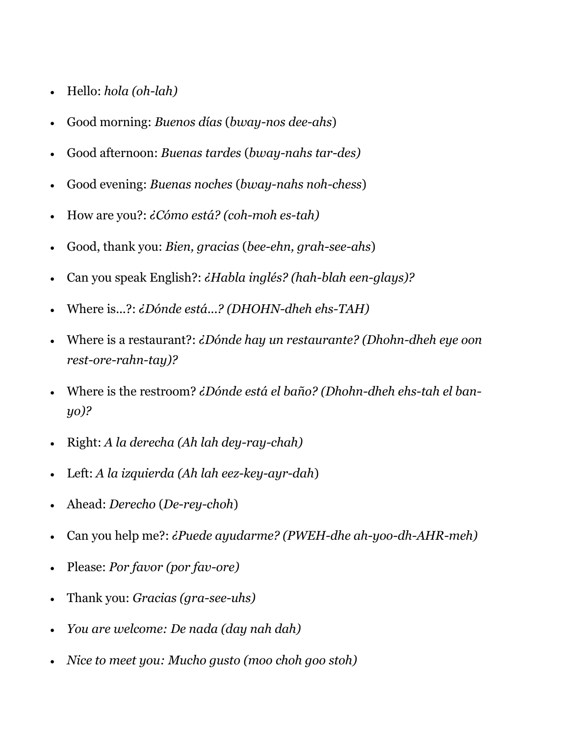- Hello: *hola (oh-lah)*
- Good morning: *Buenos días* (*bway-nos dee-ahs*)
- Good afternoon: *Buenas tardes* (*bway-nahs tar-des)*
- Good evening: *Buenas noches* (*bway-nahs noh-chess*)
- How are you?: *¿Cómo está? (coh-moh es-tah)*
- Good, thank you: *Bien, gracias* (*bee-ehn, grah-see-ahs*)
- Can you speak English?: *¿Habla inglés? (hah-blah een-glays)?*
- Where is…?: *¿Dónde está…? (DHOHN-dheh ehs-TAH)*
- Where is a restaurant?: *¿Dónde hay un restaurante? (Dhohn-dheh eye oon rest-ore-rahn-tay)?*
- Where is the restroom? *¿Dónde está el baño? (Dhohn-dheh ehs-tah el ban-yo)?*
- Right: *A la derecha (Ah lah dey-ray-chah)*
- Left: *A la izquierda (Ah lah eez-key-ayr-dah*)
- Ahead: *Derecho* (*De-rey-choh*)
- Can you help me?: *¿Puede ayudarme? (PWEH-dhe ah-yoo-dh-AHR-meh)*
- Please: *Por favor (por fav-ore)*
- Thank you: *Gracias (gra-see-uhs)*
- *You are welcome: De nada (day nah dah)*
- *Nice to meet you: Mucho gusto (moo choh goo stoh)*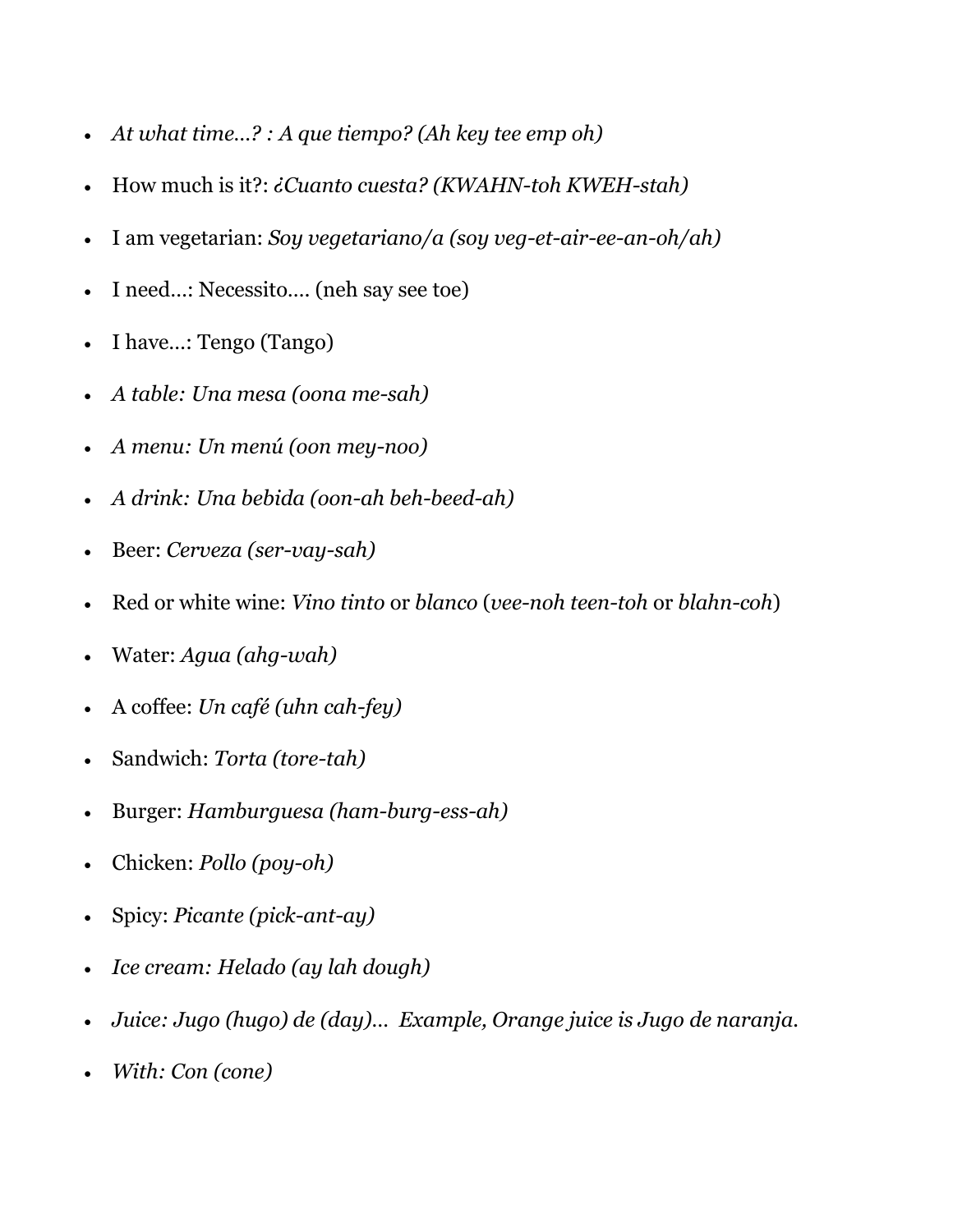- *At what time…? : A que tiempo? (Ah key tee emp oh)*
- How much is it?: *¿Cuanto cuesta? (KWAHN-toh KWEH-stah)*
- I am vegetarian: *Soy vegetariano/a (soy veg-et-air-ee-an-oh/ah)*
- I need…: Necessito…. (neh say see toe)
- I have…: Tengo (Tango)
- *A table: Una mesa (oona me-sah)*
- *A menu: Un menú (oon mey-noo)*
- *A drink: Una bebida (oon-ah beh-beed-ah)*
- Beer: *Cerveza (ser-vay-sah)*
- Red or white wine: *Vino tinto* or *blanco* (*vee-noh teen-toh* or *blahn-coh*)
- Water: *Agua (ahg-wah)*
- A coffee: *Un café (uhn cah-fey)*
- Sandwich: *Torta (tore-tah)*
- Burger: *Hamburguesa (ham-burg-ess-ah)*
- Chicken: *Pollo (poy-oh)*
- Spicy: *Picante (pick-ant-ay)*
- *Ice cream: Helado (ay lah dough)*
- *Juice: Jugo (hugo) de (day)… Example, Orange juice is Jugo de naranja.*
- *With: Con (cone)*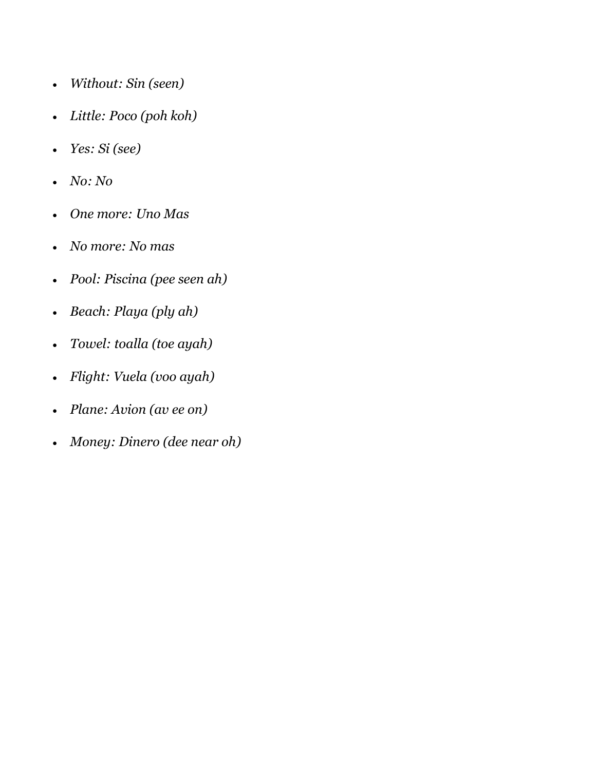- *Without: Sin (seen)*
- *Little: Poco (poh koh)*
- *Yes: Si (see)*
- *No: No*
- *One more: Uno Mas*
- *No more: No mas*
- *Pool: Piscina (pee seen ah)*
- *Beach: Playa (ply ah)*
- *Towel: toalla (toe ayah)*
- *Flight: Vuela (voo ayah)*
- *Plane: Avion (av ee on)*
- *Money: Dinero (dee near oh)*